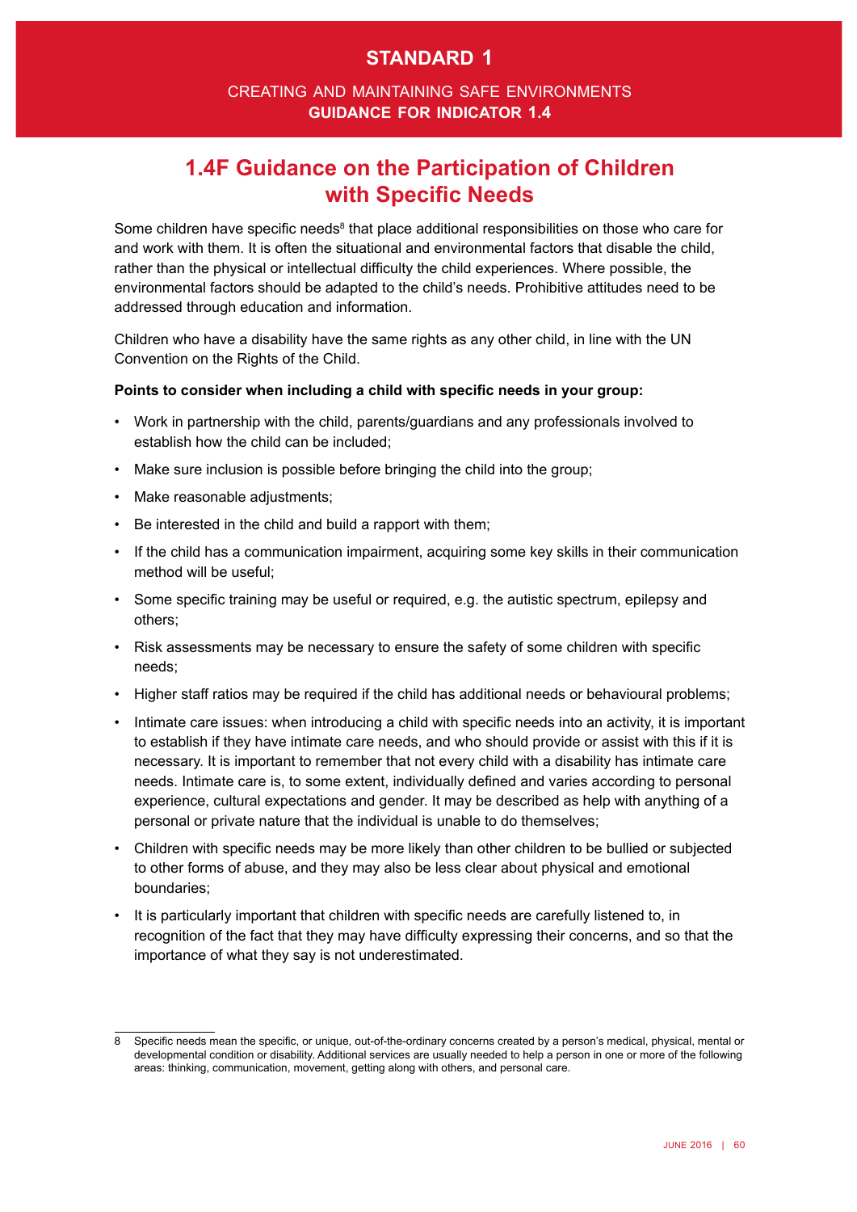# STANDARD 1

CREATING AND MAINTAINING SAFE ENVIRONMENTS
**GUIDANCE FOR INDICATOR 1.4**

## 1.4F Guidance on the Participation of Children with Specific Needs

Some children have specific needs[8] that place additional responsibilities on those who care for and work with them. It is often the situational and environmental factors that disable the child, rather than the physical or intellectual difficulty the child experiences. Where possible, the environmental factors should be adapted to the child's needs. Prohibitive attitudes need to be addressed through education and information.

Children who have a disability have the same rights as any other child, in line with the UN Convention on the Rights of the Child.

**Points to consider when including a child with specific needs in your group:**

- Work in partnership with the child, parents/guardians and any professionals involved to establish how the child can be included;
- Make sure inclusion is possible before bringing the child into the group;
- Make reasonable adjustments;
- Be interested in the child and build a rapport with them;
- If the child has a communication impairment, acquiring some key skills in their communication method will be useful;
- Some specific training may be useful or required, e.g. the autistic spectrum, epilepsy and others;
- Risk assessments may be necessary to ensure the safety of some children with specific needs;
- Higher staff ratios may be required if the child has additional needs or behavioural problems;
- Intimate care issues: when introducing a child with specific needs into an activity, it is important to establish if they have intimate care needs, and who should provide or assist with this if it is necessary. It is important to remember that not every child with a disability has intimate care needs. Intimate care is, to some extent, individually defined and varies according to personal experience, cultural expectations and gender. It may be described as help with anything of a personal or private nature that the individual is unable to do themselves;
- Children with specific needs may be more likely than other children to be bullied or subjected to other forms of abuse, and they may also be less clear about physical and emotional boundaries;
- It is particularly important that children with specific needs are carefully listened to, in recognition of the fact that they may have difficulty expressing their concerns, and so that the importance of what they say is not underestimated.

---

8 Specific needs mean the specific, or unique, out-of-the-ordinary concerns created by a person's medical, physical, mental or developmental condition or disability. Additional services are usually needed to help a person in one or more of the following areas: thinking, communication, movement, getting along with others, and personal care.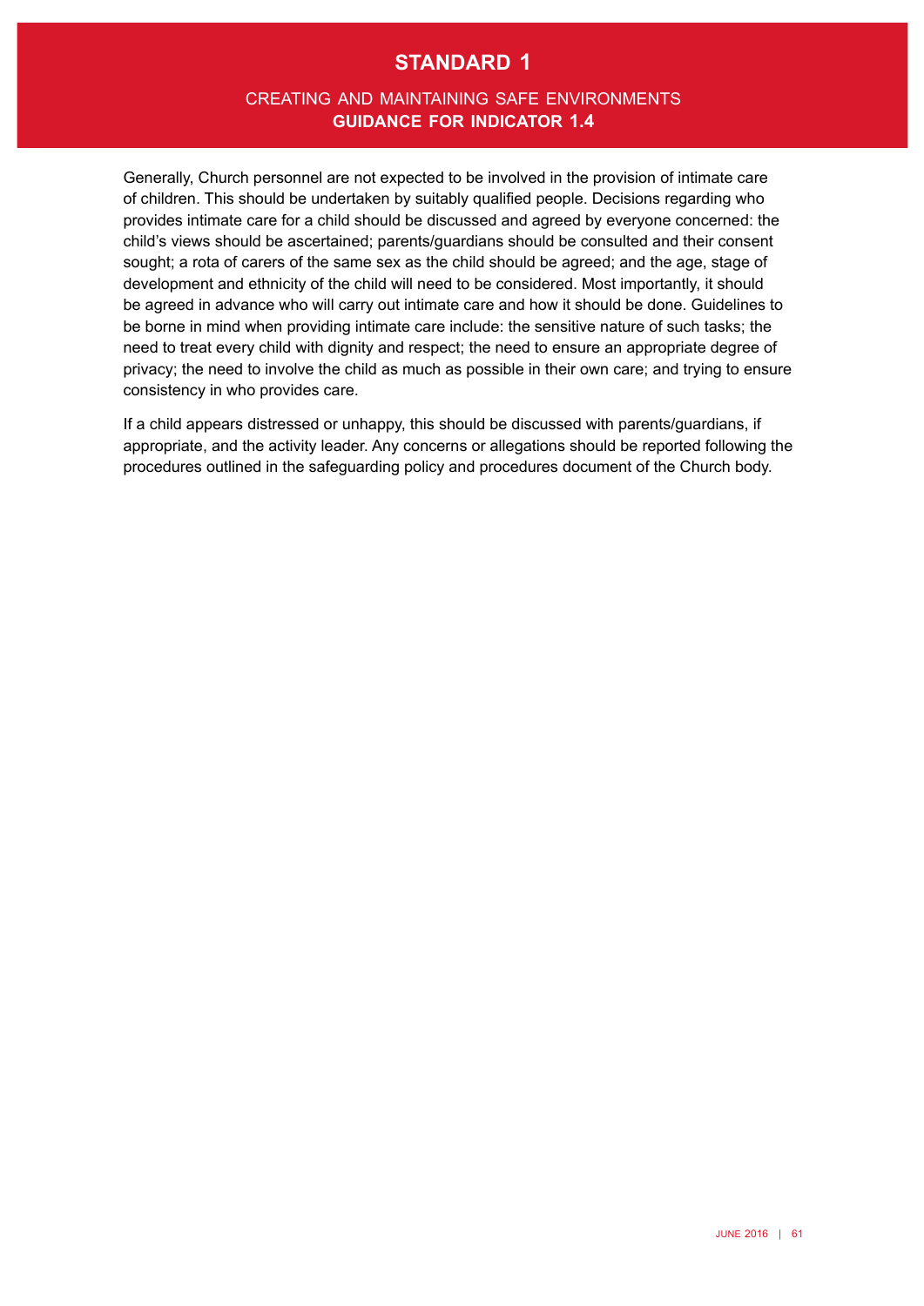# STANDARD 1

## CREATING AND MAINTAINING SAFE ENVIRONMENTS
### GUIDANCE FOR INDICATOR 1.4

Generally, Church personnel are not expected to be involved in the provision of intimate care of children. This should be undertaken by suitably qualified people. Decisions regarding who provides intimate care for a child should be discussed and agreed by everyone concerned: the child's views should be ascertained; parents/guardians should be consulted and their consent sought; a rota of carers of the same sex as the child should be agreed; and the age, stage of development and ethnicity of the child will need to be considered. Most importantly, it should be agreed in advance who will carry out intimate care and how it should be done. Guidelines to be borne in mind when providing intimate care include: the sensitive nature of such tasks; the need to treat every child with dignity and respect; the need to ensure an appropriate degree of privacy; the need to involve the child as much as possible in their own care; and trying to ensure consistency in who provides care.

If a child appears distressed or unhappy, this should be discussed with parents/guardians, if appropriate, and the activity leader. Any concerns or allegations should be reported following the procedures outlined in the safeguarding policy and procedures document of the Church body.